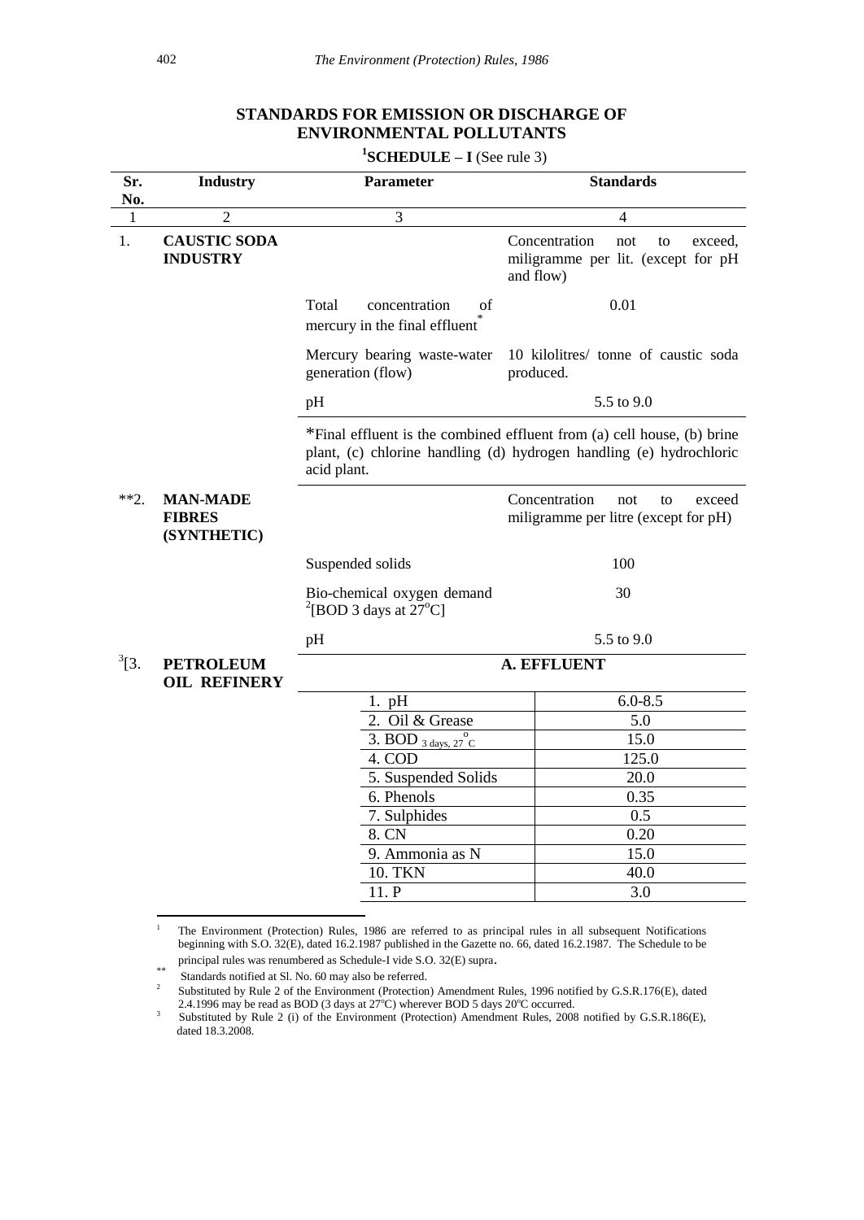## STANDARDS FOR EMISSION OR DISCHARGE OF ENVIRONMENTAL POLLUTANTS

**[1]SCHEDULE – I** (See rule 3)

| Sr. No. | Industry | Parameter | Standards |
|---|---|---|---|
| 1 | 2 | 3 | 4 |
| 1. | **CAUSTIC SODA INDUSTRY** | | Concentration not to exceed, miligramme per lit. (except for pH and flow) |
| | | Total concentration of mercury in the final effluent* | 0.01 |
| | | Mercury bearing waste-water generation (flow) | 10 kilolitres/ tonne of caustic soda produced. |
| | | pH | 5.5 to 9.0 |
| | | *Final effluent is the combined effluent from (a) cell house, (b) brine plant, (c) chlorine handling (d) hydrogen handling (e) hydrochloric acid plant. | |
| **2. | **MAN-MADE FIBRES (SYNTHETIC)** | | Concentration not to exceed miligramme per litre (except for pH) |
| | | Suspended solids | 100 |
| | | Bio-chemical oxygen demand [2][BOD 3 days at 27°C] | 30 |
| | | pH | 5.5 to 9.0 |
| [3][3. | **PETROLEUM OIL REFINERY** | **A. EFFLUENT** | |
| | | 1. pH | 6.0-8.5 |
| | | 2. Oil & Grease | 5.0 |
| | | 3. BOD $_{3 \text{ days}, 27^{o}C}$ | 15.0 |
| | | 4. COD | 125.0 |
| | | 5. Suspended Solids | 20.0 |
| | | 6. Phenols | 0.35 |
| | | 7. Sulphides | 0.5 |
| | | 8. CN | 0.20 |
| | | 9. Ammonia as N | 15.0 |
| | | 10. TKN | 40.0 |
| | | 11. P | 3.0 |

---

[1] The Environment (Protection) Rules, 1986 are referred to as principal rules in all subsequent Notifications beginning with S.O. 32(E), dated 16.2.1987 published in the Gazette no. 66, dated 16.2.1987. The Schedule to be principal rules was renumbered as Schedule-I vide S.O. 32(E) supra.

** Standards notified at Sl. No. 60 may also be referred.

[2] Substituted by Rule 2 of the Environment (Protection) Amendment Rules, 1996 notified by G.S.R.176(E), dated 2.4.1996 may be read as BOD (3 days at 27°C) wherever BOD 5 days 20°C occurred.

[3] Substituted by Rule 2 (i) of the Environment (Protection) Amendment Rules, 2008 notified by G.S.R.186(E), dated 18.3.2008.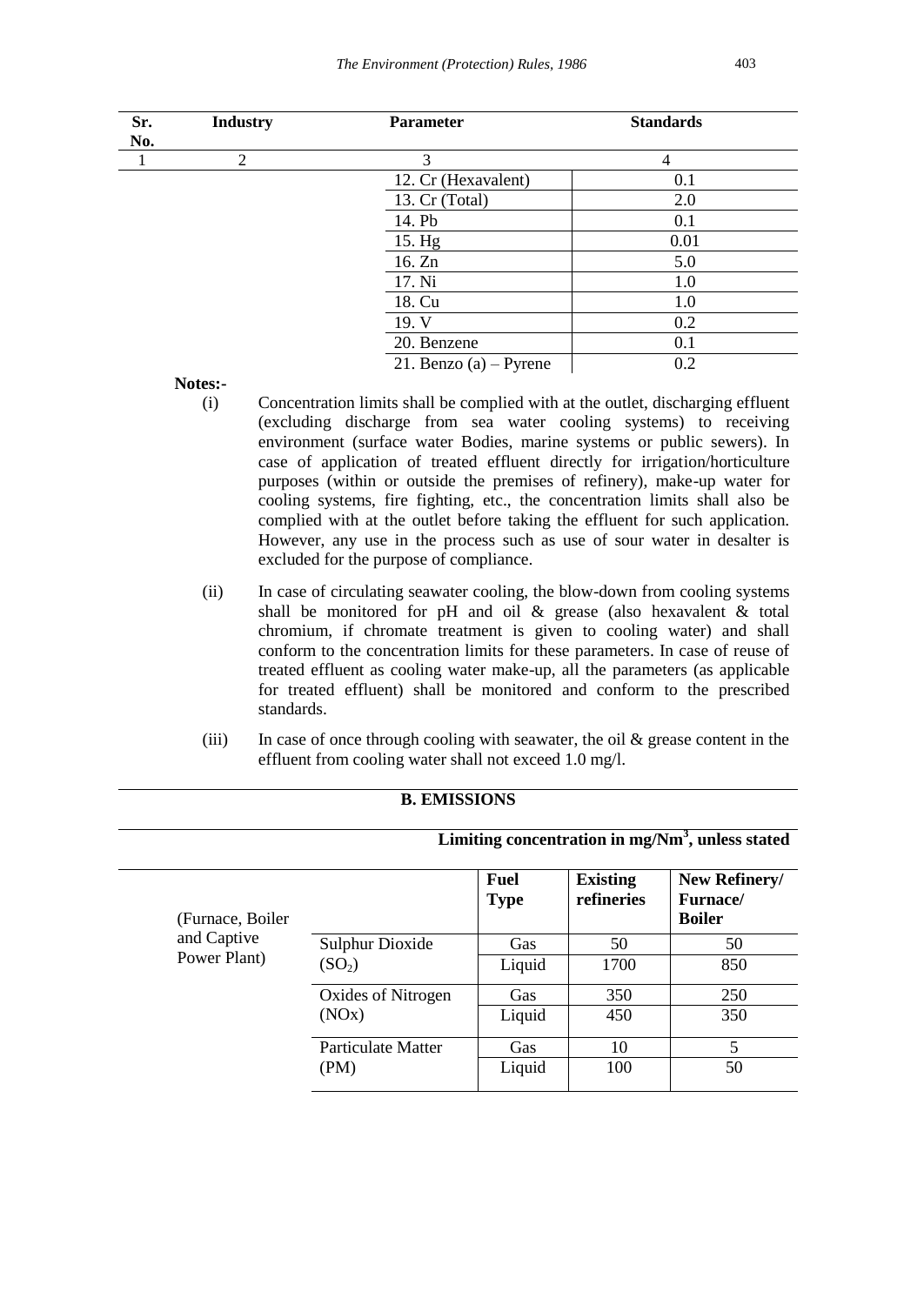| Sr. No. | Industry | Parameter | Standards |
|---|---|---|---|
| 1 | 2 | 3 | 4 |
| | | 12. Cr (Hexavalent) | 0.1 |
| | | 13. Cr (Total) | 2.0 |
| | | 14. Pb | 0.1 |
| | | 15. Hg | 0.01 |
| | | 16. Zn | 5.0 |
| | | 17. Ni | 1.0 |
| | | 18. Cu | 1.0 |
| | | 19. V | 0.2 |
| | | 20. Benzene | 0.1 |
| | | 21. Benzo (a) – Pyrene | 0.2 |

**Notes:-**

(i) Concentration limits shall be complied with at the outlet, discharging effluent (excluding discharge from sea water cooling systems) to receiving environment (surface water Bodies, marine systems or public sewers). In case of application of treated effluent directly for irrigation/horticulture purposes (within or outside the premises of refinery), make-up water for cooling systems, fire fighting, etc., the concentration limits shall also be complied with at the outlet before taking the effluent for such application. However, any use in the process such as use of sour water in desalter is excluded for the purpose of compliance.

(ii) In case of circulating seawater cooling, the blow-down from cooling systems shall be monitored for pH and oil & grease (also hexavalent & total chromium, if chromate treatment is given to cooling water) and shall conform to the concentration limits for these parameters. In case of reuse of treated effluent as cooling water make-up, all the parameters (as applicable for treated effluent) shall be monitored and conform to the prescribed standards.

(iii) In case of once through cooling with seawater, the oil & grease content in the effluent from cooling water shall not exceed 1.0 mg/l.

**B. EMISSIONS**

**Limiting concentration in mg/Nm$^3$, unless stated**

| | | Fuel Type | Existing refineries | New Refinery/ Furnace/ Boiler |
|---|---|---|---|---|
| (Furnace, Boiler and Captive Power Plant) | Sulphur Dioxide ($SO_2$) | Gas | 50 | 50 |
| | | Liquid | 1700 | 850 |
| | Oxides of Nitrogen (NOx) | Gas | 350 | 250 |
| | | Liquid | 450 | 350 |
| | Particulate Matter (PM) | Gas | 10 | 5 |
| | | Liquid | 100 | 50 |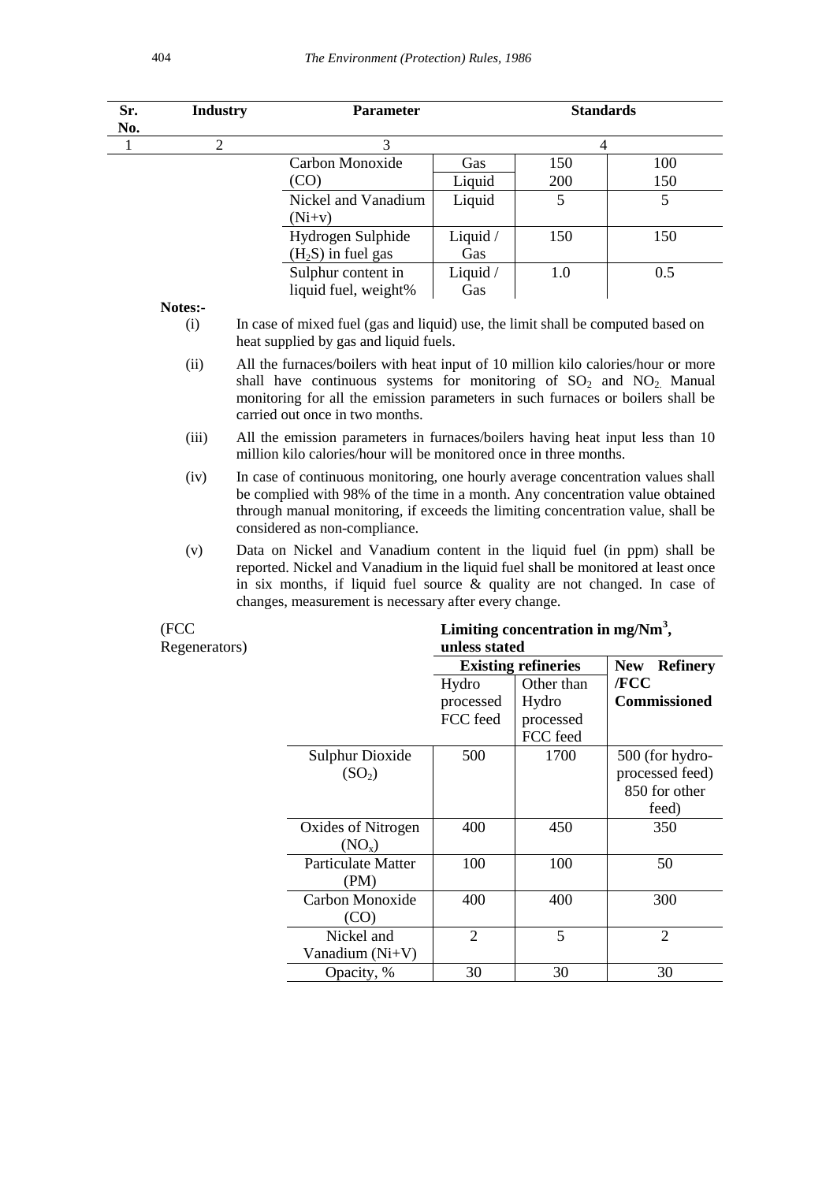| Sr. No. | Industry | Parameter | | Standards | |
|---|---|---|---|---|---|
| 1 | 2 | 3 | | 4 | |
| | | Carbon Monoxide (CO) | Gas | 150 | 100 |
| | | | Liquid | 200 | 150 |
| | | Nickel and Vanadium (Ni+v) | Liquid | 5 | 5 |
| | | Hydrogen Sulphide ($H_2S$) in fuel gas | Liquid / Gas | 150 | 150 |
| | | Sulphur content in liquid fuel, weight% | Liquid / Gas | 1.0 | 0.5 |

**Notes:-**

(i) In case of mixed fuel (gas and liquid) use, the limit shall be computed based on heat supplied by gas and liquid fuels.

(ii) All the furnaces/boilers with heat input of 10 million kilo calories/hour or more shall have continuous systems for monitoring of $SO_2$ and $NO_2$. Manual monitoring for all the emission parameters in such furnaces or boilers shall be carried out once in two months.

(iii) All the emission parameters in furnaces/boilers having heat input less than 10 million kilo calories/hour will be monitored once in three months.

(iv) In case of continuous monitoring, one hourly average concentration values shall be complied with 98% of the time in a month. Any concentration value obtained through manual monitoring, if exceeds the limiting concentration value, shall be considered as non-compliance.

(v) Data on Nickel and Vanadium content in the liquid fuel (in ppm) shall be reported. Nickel and Vanadium in the liquid fuel shall be monitored at least once in six months, if liquid fuel source & quality are not changed. In case of changes, measurement is necessary after every change.

(FCC Regenerators)

| | Limiting concentration in mg/$Nm^3$, unless stated | | |
|---|---|---|---|
| | **Existing refineries** | | **New Refinery /FCC Commissioned** |
| | Hydro processed FCC feed | Other than Hydro processed FCC feed | |
| Sulphur Dioxide ($SO_2$) | 500 | 1700 | 500 (for hydro-processed feed) 850 for other feed) |
| Oxides of Nitrogen ($NO_x$) | 400 | 450 | 350 |
| Particulate Matter (PM) | 100 | 100 | 50 |
| Carbon Monoxide (CO) | 400 | 400 | 300 |
| Nickel and Vanadium (Ni+V) | 2 | 5 | 2 |
| Opacity, % | 30 | 30 | 30 |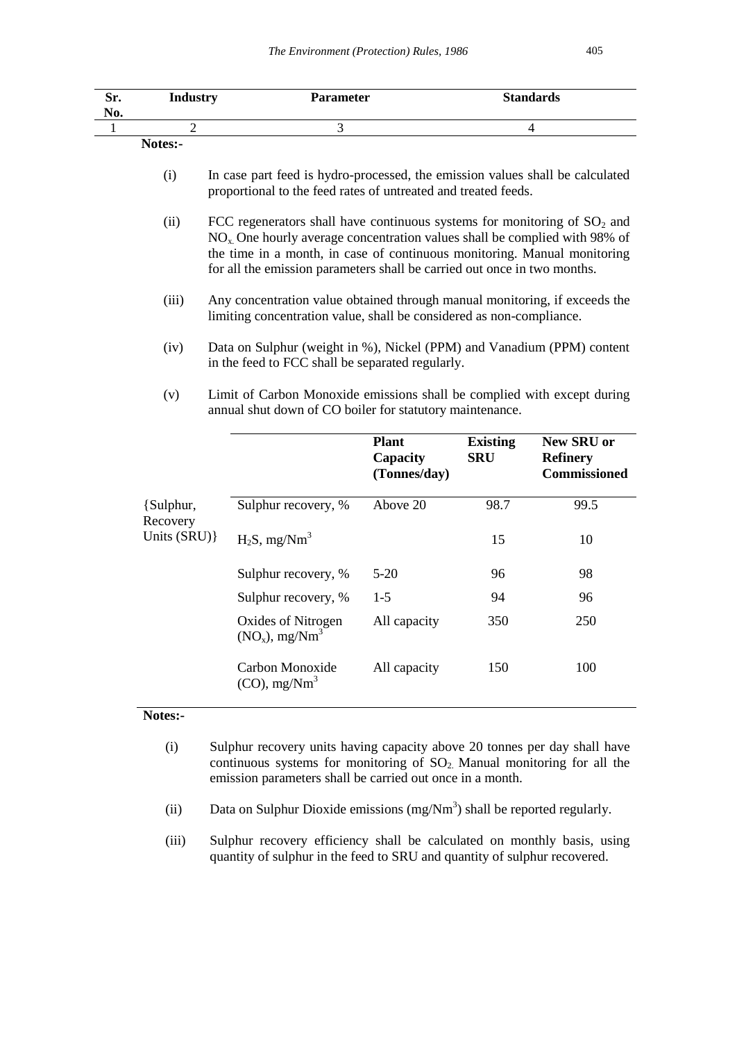| Sr. No. | Industry | Parameter | Standards |
|---|---|---|---|
| 1 | 2 | 3 | 4 |

**Notes:-**

(i) In case part feed is hydro-processed, the emission values shall be calculated proportional to the feed rates of untreated and treated feeds.

(ii) FCC regenerators shall have continuous systems for monitoring of $SO_2$ and $NO_x$. One hourly average concentration values shall be complied with 98% of the time in a month, in case of continuous monitoring. Manual monitoring for all the emission parameters shall be carried out once in two months.

(iii) Any concentration value obtained through manual monitoring, if exceeds the limiting concentration value, shall be considered as non-compliance.

(iv) Data on Sulphur (weight in %), Nickel (PPM) and Vanadium (PPM) content in the feed to FCC shall be separated regularly.

(v) Limit of Carbon Monoxide emissions shall be complied with except during annual shut down of CO boiler for statutory maintenance.

| | | Plant Capacity (Tonnes/day) | Existing SRU | New SRU or Refinery Commissioned |
|---|---|---|---|---|
| {Sulphur, Recovery Units (SRU)} | Sulphur recovery, % | Above 20 | 98.7 | 99.5 |
| | $H_2S$, mg/Nm$^3$ | | 15 | 10 |
| | Sulphur recovery, % | 5-20 | 96 | 98 |
| | Sulphur recovery, % | 1-5 | 94 | 96 |
| | Oxides of Nitrogen ($NO_x$), mg/Nm$^3$ | All capacity | 350 | 250 |
| | Carbon Monoxide (CO), mg/Nm$^3$ | All capacity | 150 | 100 |

**Notes:-**

(i) Sulphur recovery units having capacity above 20 tonnes per day shall have continuous systems for monitoring of $SO_2$. Manual monitoring for all the emission parameters shall be carried out once in a month.

(ii) Data on Sulphur Dioxide emissions (mg/Nm$^3$) shall be reported regularly.

(iii) Sulphur recovery efficiency shall be calculated on monthly basis, using quantity of sulphur in the feed to SRU and quantity of sulphur recovered.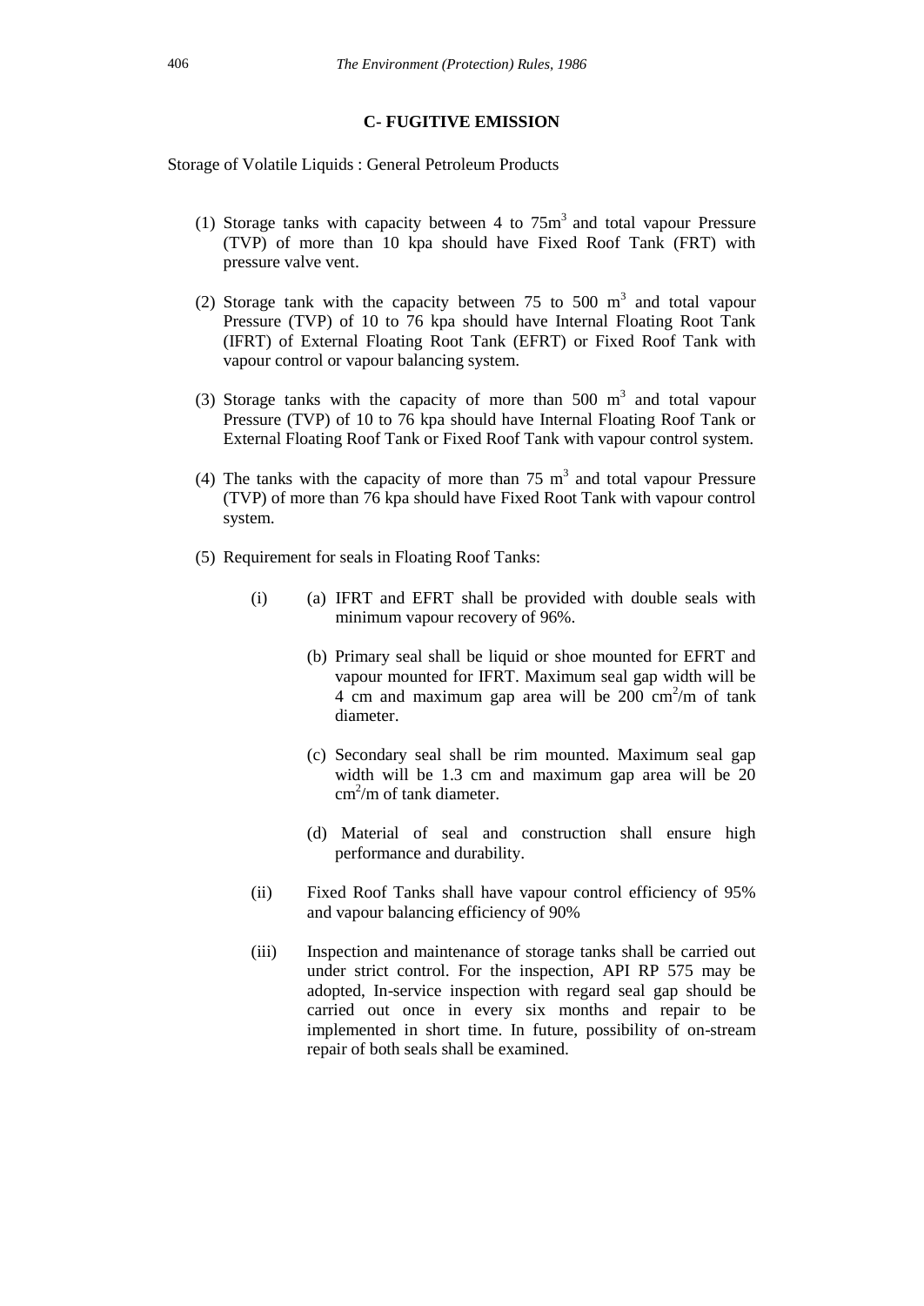### C- FUGITIVE EMISSION

Storage of Volatile Liquids : General Petroleum Products

(1) Storage tanks with capacity between 4 to 75m$^3$ and total vapour Pressure (TVP) of more than 10 kpa should have Fixed Roof Tank (FRT) with pressure valve vent.

(2) Storage tank with the capacity between 75 to 500 m$^3$ and total vapour Pressure (TVP) of 10 to 76 kpa should have Internal Floating Root Tank (IFRT) of External Floating Root Tank (EFRT) or Fixed Roof Tank with vapour control or vapour balancing system.

(3) Storage tanks with the capacity of more than 500 m$^3$ and total vapour Pressure (TVP) of 10 to 76 kpa should have Internal Floating Roof Tank or External Floating Roof Tank or Fixed Roof Tank with vapour control system.

(4) The tanks with the capacity of more than 75 m$^3$ and total vapour Pressure (TVP) of more than 76 kpa should have Fixed Root Tank with vapour control system.

(5) Requirement for seals in Floating Roof Tanks:

(i) (a) IFRT and EFRT shall be provided with double seals with minimum vapour recovery of 96%.

(b) Primary seal shall be liquid or shoe mounted for EFRT and vapour mounted for IFRT. Maximum seal gap width will be 4 cm and maximum gap area will be 200 cm$^2$/m of tank diameter.

(c) Secondary seal shall be rim mounted. Maximum seal gap width will be 1.3 cm and maximum gap area will be 20 cm$^2$/m of tank diameter.

(d) Material of seal and construction shall ensure high performance and durability.

(ii) Fixed Roof Tanks shall have vapour control efficiency of 95% and vapour balancing efficiency of 90%

(iii) Inspection and maintenance of storage tanks shall be carried out under strict control. For the inspection, API RP 575 may be adopted, In-service inspection with regard seal gap should be carried out once in every six months and repair to be implemented in short time. In future, possibility of on-stream repair of both seals shall be examined.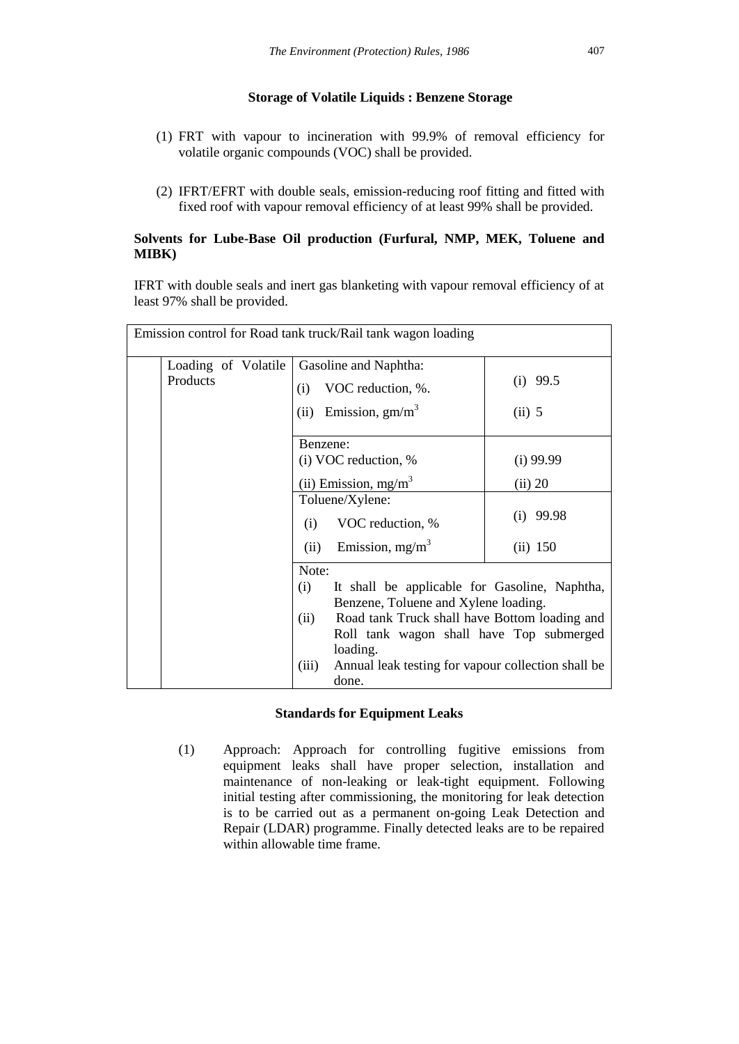### Storage of Volatile Liquids : Benzene Storage

(1) FRT with vapour to incineration with 99.9% of removal efficiency for volatile organic compounds (VOC) shall be provided.

(2) IFRT/EFRT with double seals, emission-reducing roof fitting and fitted with fixed roof with vapour removal efficiency of at least 99% shall be provided.

**Solvents for Lube-Base Oil production (Furfural, NMP, MEK, Toluene and MIBK)**

IFRT with double seals and inert gas blanketing with vapour removal efficiency of at least 97% shall be provided.

| Emission control for Road tank truck/Rail tank wagon loading | | | |
|---|---|---|---|
| | Loading of Volatile Products | Gasoline and Naphtha:<br>(i) VOC reduction, %.<br>(ii) Emission, $gm/m^3$ | (i) 99.5<br>(ii) 5 |
| | | Benzene:<br>(i) VOC reduction, %<br>(ii) Emission, $mg/m^3$ | (i) 99.99<br>(ii) 20 |
| | | Toluene/Xylene:<br>(i) VOC reduction, %<br>(ii) Emission, $mg/m^3$ | (i) 99.98<br>(ii) 150 |
| | | Note:<br>(i) It shall be applicable for Gasoline, Naphtha, Benzene, Toluene and Xylene loading.<br>(ii) Road tank Truck shall have Bottom loading and Roll tank wagon shall have Top submerged loading.<br>(iii) Annual leak testing for vapour collection shall be done. | |

### Standards for Equipment Leaks

(1) Approach: Approach for controlling fugitive emissions from equipment leaks shall have proper selection, installation and maintenance of non-leaking or leak-tight equipment. Following initial testing after commissioning, the monitoring for leak detection is to be carried out as a permanent on-going Leak Detection and Repair (LDAR) programme. Finally detected leaks are to be repaired within allowable time frame.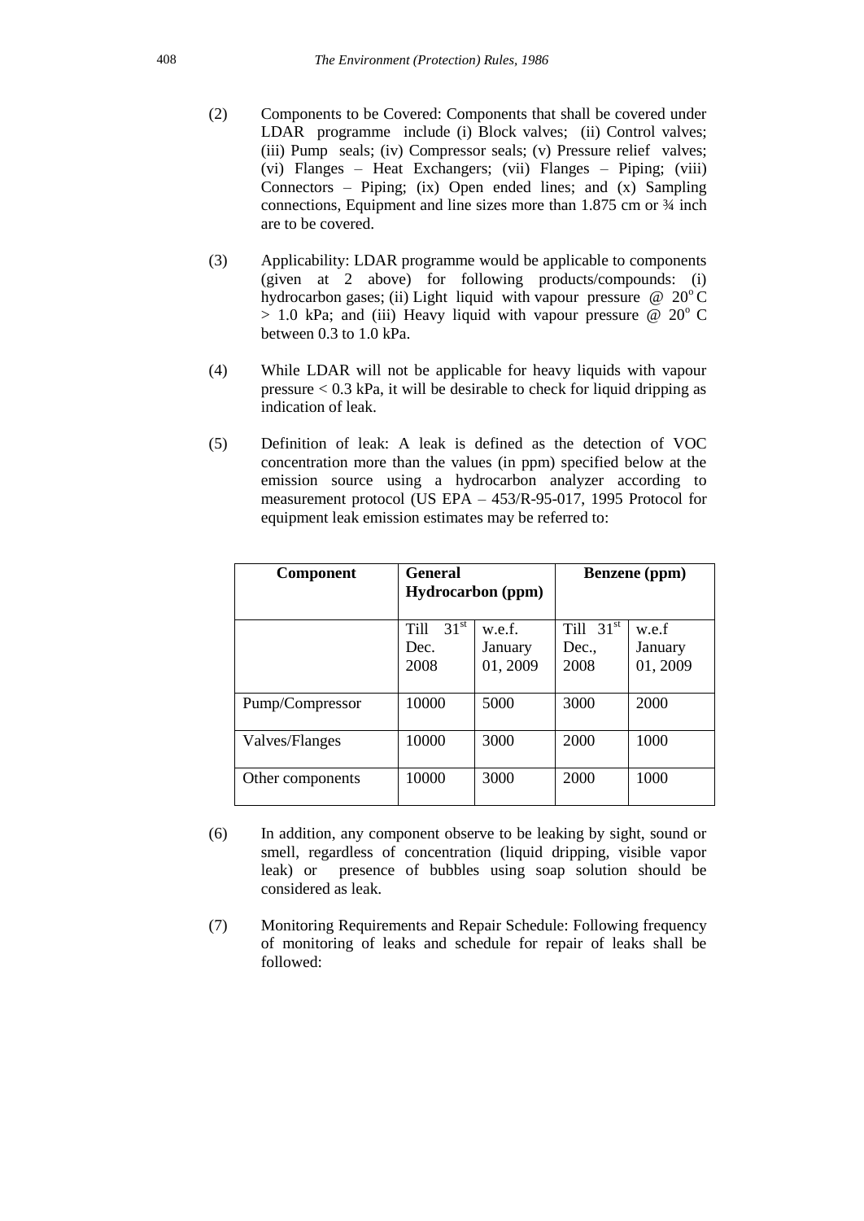(2) Components to be Covered: Components that shall be covered under LDAR programme include (i) Block valves; (ii) Control valves; (iii) Pump seals; (iv) Compressor seals; (v) Pressure relief valves; (vi) Flanges – Heat Exchangers; (vii) Flanges – Piping; (viii) Connectors – Piping; (ix) Open ended lines; and (x) Sampling connections, Equipment and line sizes more than 1.875 cm or ¾ inch are to be covered.

(3) Applicability: LDAR programme would be applicable to components (given at 2 above) for following products/compounds: (i) hydrocarbon gases; (ii) Light liquid with vapour pressure @ 20$^{o}$C > 1.0 kPa; and (iii) Heavy liquid with vapour pressure @ 20$^{o}$ C between 0.3 to 1.0 kPa.

(4) While LDAR will not be applicable for heavy liquids with vapour pressure < 0.3 kPa, it will be desirable to check for liquid dripping as indication of leak.

(5) Definition of leak: A leak is defined as the detection of VOC concentration more than the values (in ppm) specified below at the emission source using a hydrocarbon analyzer according to measurement protocol (US EPA – 453/R-95-017, 1995 Protocol for equipment leak emission estimates may be referred to:

| Component | General Hydrocarbon (ppm) | | Benzene (ppm) | |
|---|---|---|---|---|
| | Till 31$^{st}$ Dec. 2008 | w.e.f. January 01, 2009 | Till 31$^{st}$ Dec., 2008 | w.e.f January 01, 2009 |
| Pump/Compressor | 10000 | 5000 | 3000 | 2000 |
| Valves/Flanges | 10000 | 3000 | 2000 | 1000 |
| Other components | 10000 | 3000 | 2000 | 1000 |

(6) In addition, any component observe to be leaking by sight, sound or smell, regardless of concentration (liquid dripping, visible vapor leak) or presence of bubbles using soap solution should be considered as leak.

(7) Monitoring Requirements and Repair Schedule: Following frequency of monitoring of leaks and schedule for repair of leaks shall be followed: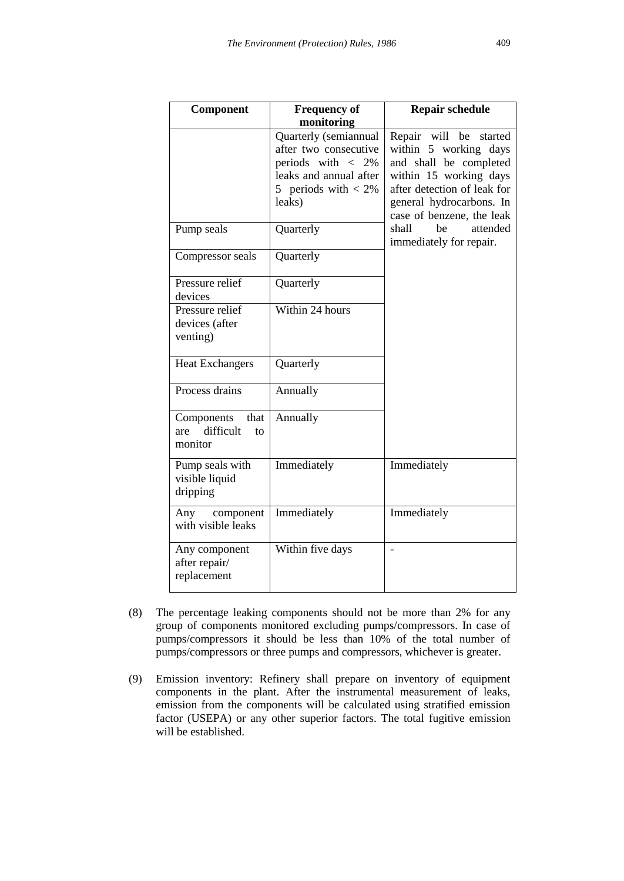| Component | Frequency of monitoring | Repair schedule |
|---|---|---|
| | Quarterly (semiannual after two consecutive periods with < 2% leaks and annual after 5 periods with < 2% leaks) | Repair will be started within 5 working days and shall be completed within 15 working days after detection of leak for general hydrocarbons. In case of benzene, the leak shall be attended immediately for repair. |
| Pump seals | Quarterly | |
| Compressor seals | Quarterly | |
| Pressure relief devices | Quarterly | |
| Pressure relief devices (after venting) | Within 24 hours | |
| Heat Exchangers | Quarterly | |
| Process drains | Annually | |
| Components that are difficult to monitor | Annually | |
| Pump seals with visible liquid dripping | Immediately | Immediately |
| Any component with visible leaks | Immediately | Immediately |
| Any component after repair/ replacement | Within five days | - |

(8) The percentage leaking components should not be more than 2% for any group of components monitored excluding pumps/compressors. In case of pumps/compressors it should be less than 10% of the total number of pumps/compressors or three pumps and compressors, whichever is greater.

(9) Emission inventory: Refinery shall prepare on inventory of equipment components in the plant. After the instrumental measurement of leaks, emission from the components will be calculated using stratified emission factor (USEPA) or any other superior factors. The total fugitive emission will be established.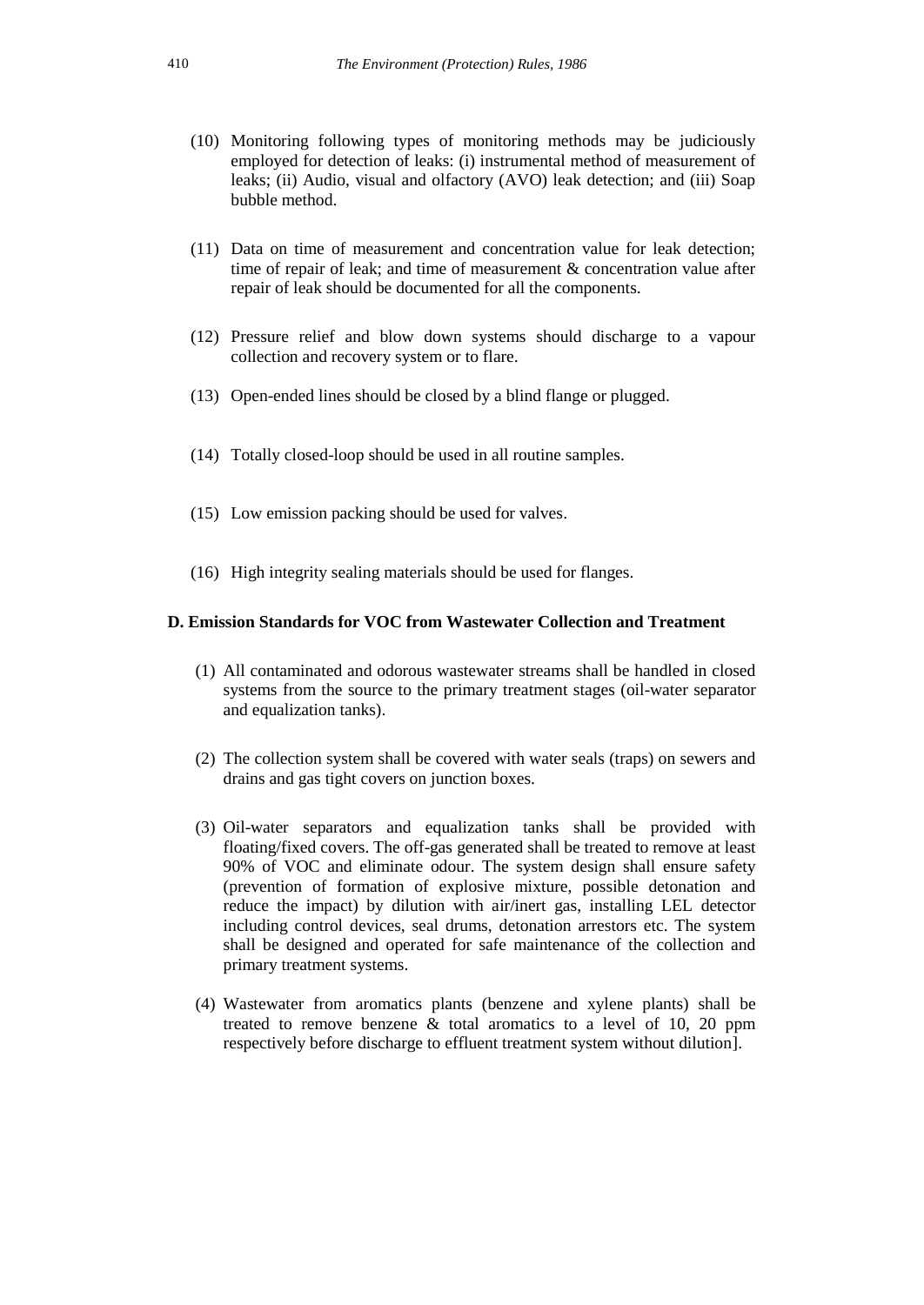(10) Monitoring following types of monitoring methods may be judiciously employed for detection of leaks: (i) instrumental method of measurement of leaks; (ii) Audio, visual and olfactory (AVO) leak detection; and (iii) Soap bubble method.

(11) Data on time of measurement and concentration value for leak detection; time of repair of leak; and time of measurement & concentration value after repair of leak should be documented for all the components.

(12) Pressure relief and blow down systems should discharge to a vapour collection and recovery system or to flare.

(13) Open-ended lines should be closed by a blind flange or plugged.

(14) Totally closed-loop should be used in all routine samples.

(15) Low emission packing should be used for valves.

(16) High integrity sealing materials should be used for flanges.

**D. Emission Standards for VOC from Wastewater Collection and Treatment**

(1) All contaminated and odorous wastewater streams shall be handled in closed systems from the source to the primary treatment stages (oil-water separator and equalization tanks).

(2) The collection system shall be covered with water seals (traps) on sewers and drains and gas tight covers on junction boxes.

(3) Oil-water separators and equalization tanks shall be provided with floating/fixed covers. The off-gas generated shall be treated to remove at least 90% of VOC and eliminate odour. The system design shall ensure safety (prevention of formation of explosive mixture, possible detonation and reduce the impact) by dilution with air/inert gas, installing LEL detector including control devices, seal drums, detonation arrestors etc. The system shall be designed and operated for safe maintenance of the collection and primary treatment systems.

(4) Wastewater from aromatics plants (benzene and xylene plants) shall be treated to remove benzene & total aromatics to a level of 10, 20 ppm respectively before discharge to effluent treatment system without dilution].